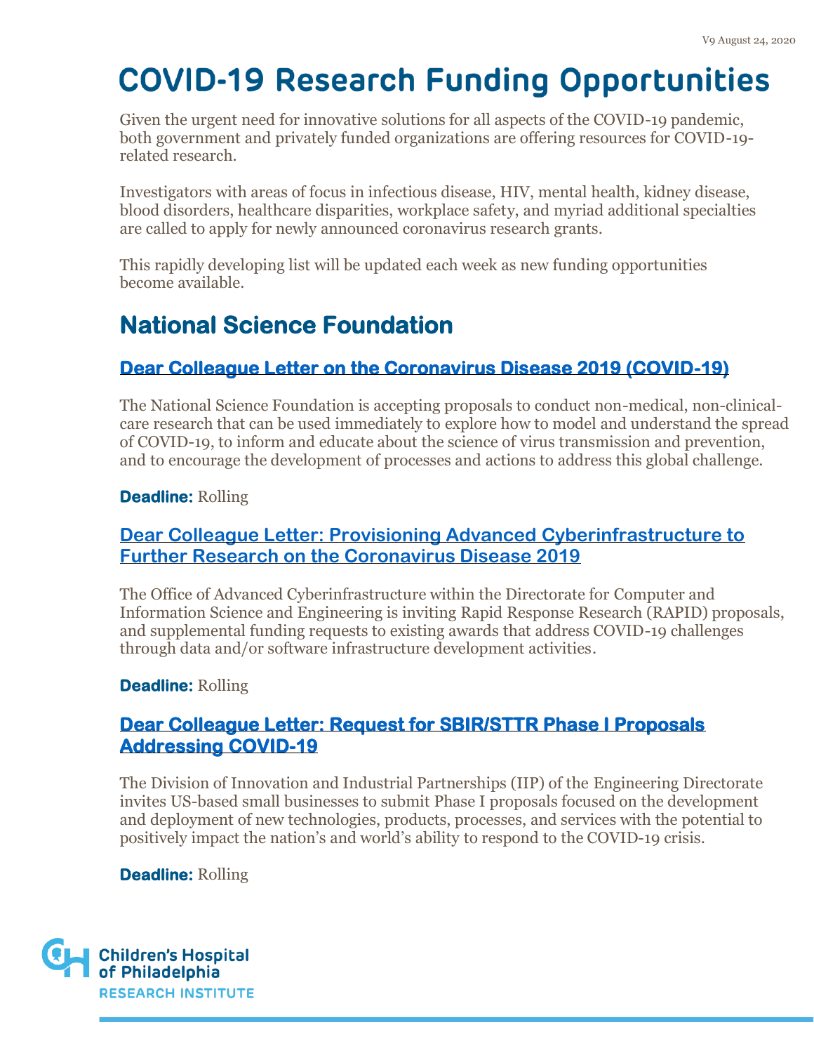V9 August 24, 2020

# COVID-19 Research Funding Opportunities

Given the urgent need for innovative solutions for all aspects of the COVID-19 pandemic, both government and privately funded organizations are offering resources for COVID-19-related research.

Investigators with areas of focus in infectious disease, HIV, mental health, kidney disease, blood disorders, healthcare disparities, workplace safety, and myriad additional specialties are called to apply for newly announced coronavirus research grants.

This rapidly developing list will be updated each week as new funding opportunities become available.

## National Science Foundation

### Dear Colleague Letter on the Coronavirus Disease 2019 (COVID-19)

The National Science Foundation is accepting proposals to conduct non-medical, non-clinical-care research that can be used immediately to explore how to model and understand the spread of COVID-19, to inform and educate about the science of virus transmission and prevention, and to encourage the development of processes and actions to address this global challenge.

**Deadline:** Rolling

### Dear Colleague Letter: Provisioning Advanced Cyberinfrastructure to Further Research on the Coronavirus Disease 2019

The Office of Advanced Cyberinfrastructure within the Directorate for Computer and Information Science and Engineering is inviting Rapid Response Research (RAPID) proposals, and supplemental funding requests to existing awards that address COVID-19 challenges through data and/or software infrastructure development activities.

**Deadline:** Rolling

### Dear Colleague Letter: Request for SBIR/STTR Phase I Proposals Addressing COVID-19

The Division of Innovation and Industrial Partnerships (IIP) of the Engineering Directorate invites US-based small businesses to submit Phase I proposals focused on the development and deployment of new technologies, products, processes, and services with the potential to positively impact the nation's and world's ability to respond to the COVID-19 crisis.

**Deadline:** Rolling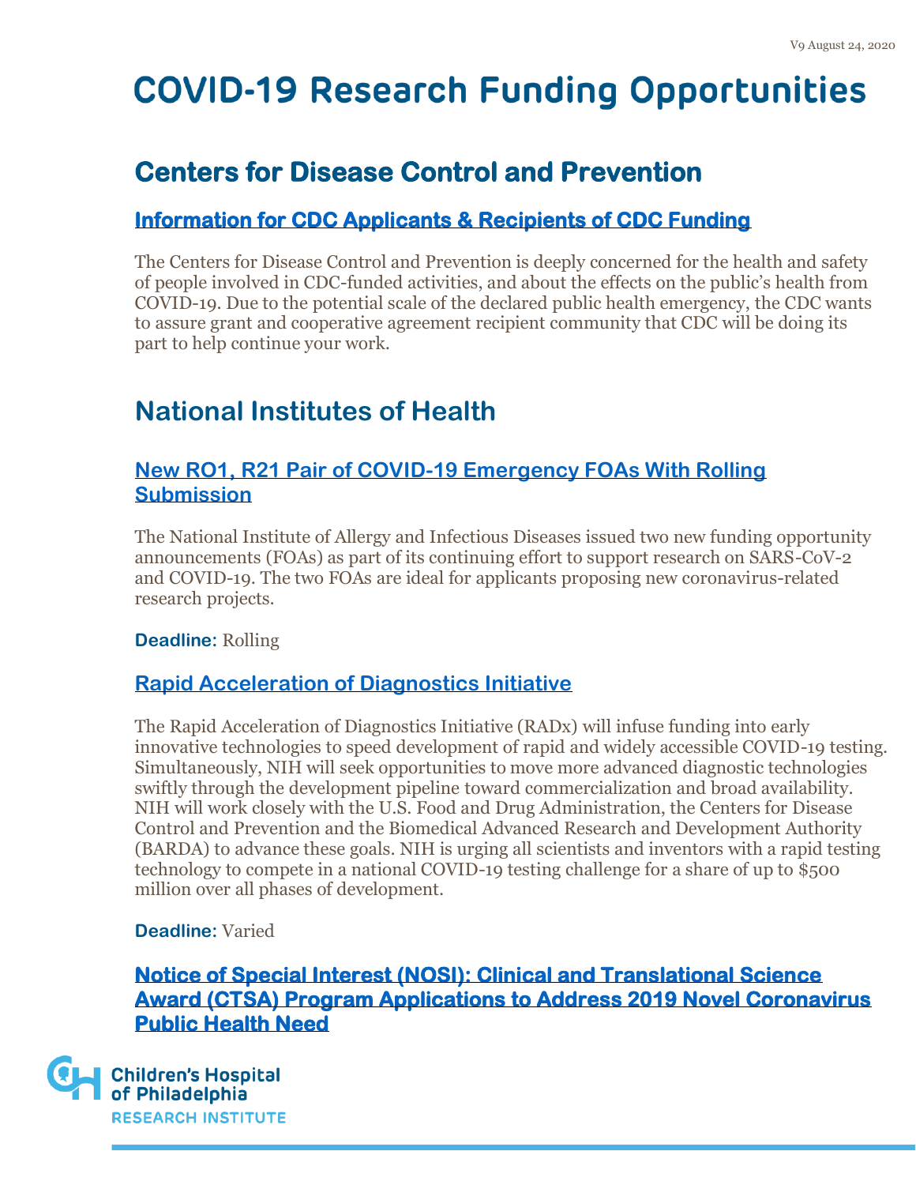# COVID-19 Research Funding Opportunities

## Centers for Disease Control and Prevention

### Information for CDC Applicants & Recipients of CDC Funding

The Centers for Disease Control and Prevention is deeply concerned for the health and safety of people involved in CDC-funded activities, and about the effects on the public's health from COVID-19. Due to the potential scale of the declared public health emergency, the CDC wants to assure grant and cooperative agreement recipient community that CDC will be doing its part to help continue your work.

## National Institutes of Health

### New RO1, R21 Pair of COVID-19 Emergency FOAs With Rolling Submission

The National Institute of Allergy and Infectious Diseases issued two new funding opportunity announcements (FOAs) as part of its continuing effort to support research on SARS-CoV-2 and COVID-19. The two FOAs are ideal for applicants proposing new coronavirus-related research projects.

**Deadline:** Rolling

### Rapid Acceleration of Diagnostics Initiative

The Rapid Acceleration of Diagnostics Initiative (RADx) will infuse funding into early innovative technologies to speed development of rapid and widely accessible COVID-19 testing. Simultaneously, NIH will seek opportunities to move more advanced diagnostic technologies swiftly through the development pipeline toward commercialization and broad availability. NIH will work closely with the U.S. Food and Drug Administration, the Centers for Disease Control and Prevention and the Biomedical Advanced Research and Development Authority (BARDA) to advance these goals. NIH is urging all scientists and inventors with a rapid testing technology to compete in a national COVID-19 testing challenge for a share of up to $500 million over all phases of development.

**Deadline:** Varied

### Notice of Special Interest (NOSI): Clinical and Translational Science Award (CTSA) Program Applications to Address 2019 Novel Coronavirus Public Health Need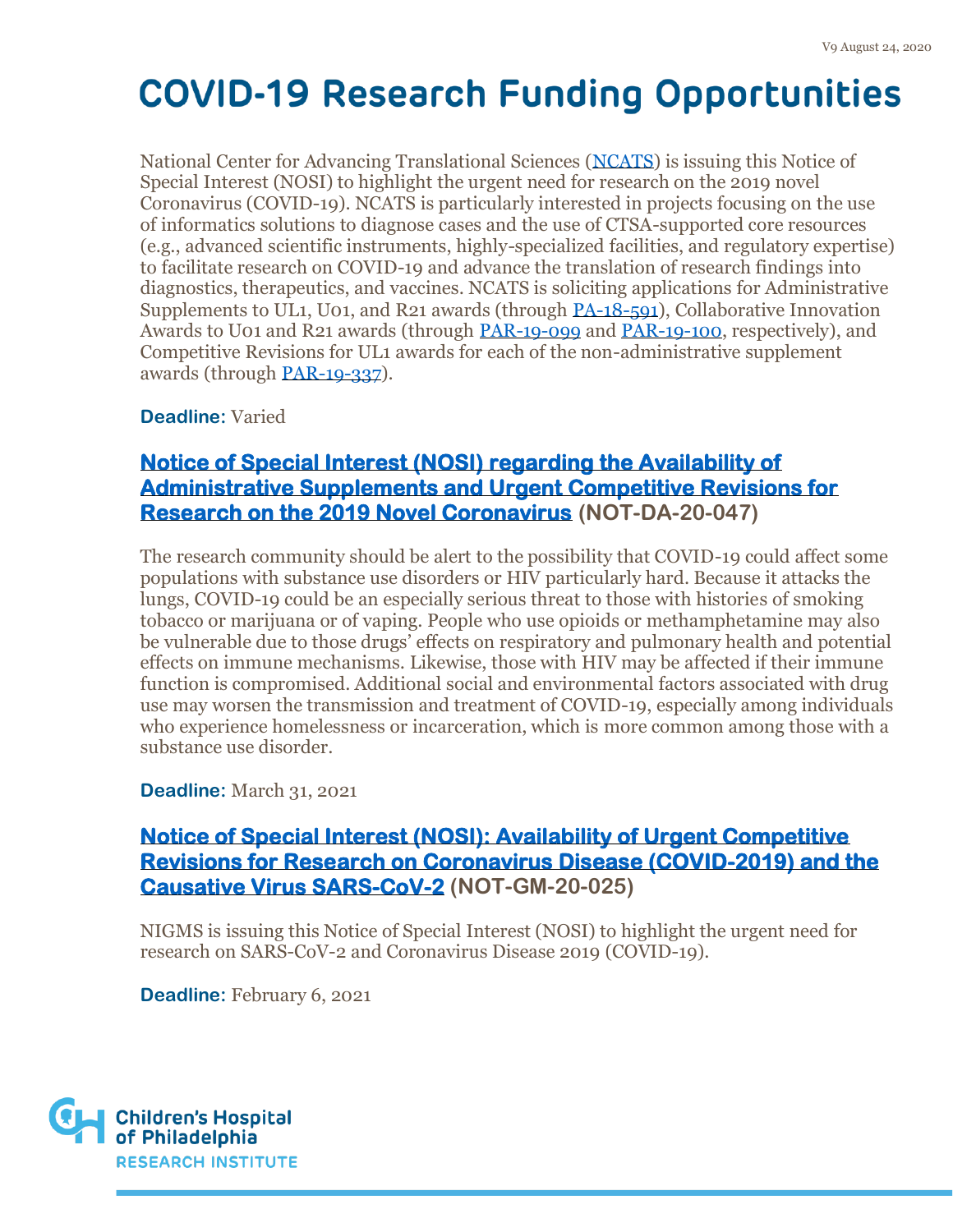National Center for Advancing Translational Sciences (NCATS) is issuing this Notice of Special Interest (NOSI) to highlight the urgent need for research on the 2019 novel Coronavirus (COVID-19). NCATS is particularly interested in projects focusing on the use of informatics solutions to diagnose cases and the use of CTSA-supported core resources (e.g., advanced scientific instruments, highly-specialized facilities, and regulatory expertise) to facilitate research on COVID-19 and advance the translation of research findings into diagnostics, therapeutics, and vaccines. NCATS is soliciting applications for Administrative Supplements to UL1, U01, and R21 awards (through PA-18-591), Collaborative Innovation Awards to U01 and R21 awards (through PAR-19-099 and PAR-19-100, respectively), and Competitive Revisions for UL1 awards for each of the non-administrative supplement awards (through PAR-19-337).

**Deadline:** Varied

### Notice of Special Interest (NOSI) regarding the Availability of Administrative Supplements and Urgent Competitive Revisions for Research on the 2019 Novel Coronavirus (NOT-DA-20-047)

The research community should be alert to the possibility that COVID-19 could affect some populations with substance use disorders or HIV particularly hard. Because it attacks the lungs, COVID-19 could be an especially serious threat to those with histories of smoking tobacco or marijuana or of vaping. People who use opioids or methamphetamine may also be vulnerable due to those drugs' effects on respiratory and pulmonary health and potential effects on immune mechanisms. Likewise, those with HIV may be affected if their immune function is compromised. Additional social and environmental factors associated with drug use may worsen the transmission and treatment of COVID-19, especially among individuals who experience homelessness or incarceration, which is more common among those with a substance use disorder.

**Deadline:** March 31, 2021

### Notice of Special Interest (NOSI): Availability of Urgent Competitive Revisions for Research on Coronavirus Disease (COVID-2019) and the Causative Virus SARS-CoV-2 (NOT-GM-20-025)

NIGMS is issuing this Notice of Special Interest (NOSI) to highlight the urgent need for research on SARS-CoV-2 and Coronavirus Disease 2019 (COVID-19).

**Deadline:** February 6, 2021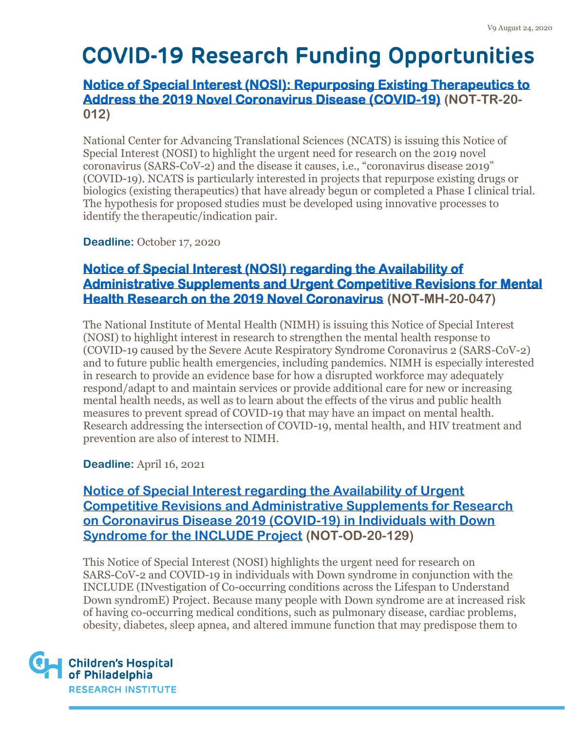# COVID-19 Research Funding Opportunities

### [Notice of Special Interest (NOSI): Repurposing Existing Therapeutics to Address the 2019 Novel Coronavirus Disease (COVID-19)]() (NOT-TR-20-012)

National Center for Advancing Translational Sciences (NCATS) is issuing this Notice of Special Interest (NOSI) to highlight the urgent need for research on the 2019 novel coronavirus (SARS-CoV-2) and the disease it causes, i.e., "coronavirus disease 2019" (COVID-19). NCATS is particularly interested in projects that repurpose existing drugs or biologics (existing therapeutics) that have already begun or completed a Phase I clinical trial. The hypothesis for proposed studies must be developed using innovative processes to identify the therapeutic/indication pair.

**Deadline:** October 17, 2020

### [Notice of Special Interest (NOSI) regarding the Availability of Administrative Supplements and Urgent Competitive Revisions for Mental Health Research on the 2019 Novel Coronavirus]() (NOT-MH-20-047)

The National Institute of Mental Health (NIMH) is issuing this Notice of Special Interest (NOSI) to highlight interest in research to strengthen the mental health response to (COVID-19 caused by the Severe Acute Respiratory Syndrome Coronavirus 2 (SARS-CoV-2) and to future public health emergencies, including pandemics. NIMH is especially interested in research to provide an evidence base for how a disrupted workforce may adequately respond/adapt to and maintain services or provide additional care for new or increasing mental health needs, as well as to learn about the effects of the virus and public health measures to prevent spread of COVID-19 that may have an impact on mental health. Research addressing the intersection of COVID-19, mental health, and HIV treatment and prevention are also of interest to NIMH.

**Deadline:** April 16, 2021

### [Notice of Special Interest regarding the Availability of Urgent Competitive Revisions and Administrative Supplements for Research on Coronavirus Disease 2019 (COVID-19) in Individuals with Down Syndrome for the INCLUDE Project]() (NOT-OD-20-129)

This Notice of Special Interest (NOSI) highlights the urgent need for research on SARS-CoV-2 and COVID-19 in individuals with Down syndrome in conjunction with the INCLUDE (INvestigation of Co-occurring conditions across the Lifespan to Understand Down syndromE) Project. Because many people with Down syndrome are at increased risk of having co-occurring medical conditions, such as pulmonary disease, cardiac problems, obesity, diabetes, sleep apnea, and altered immune function that may predispose them to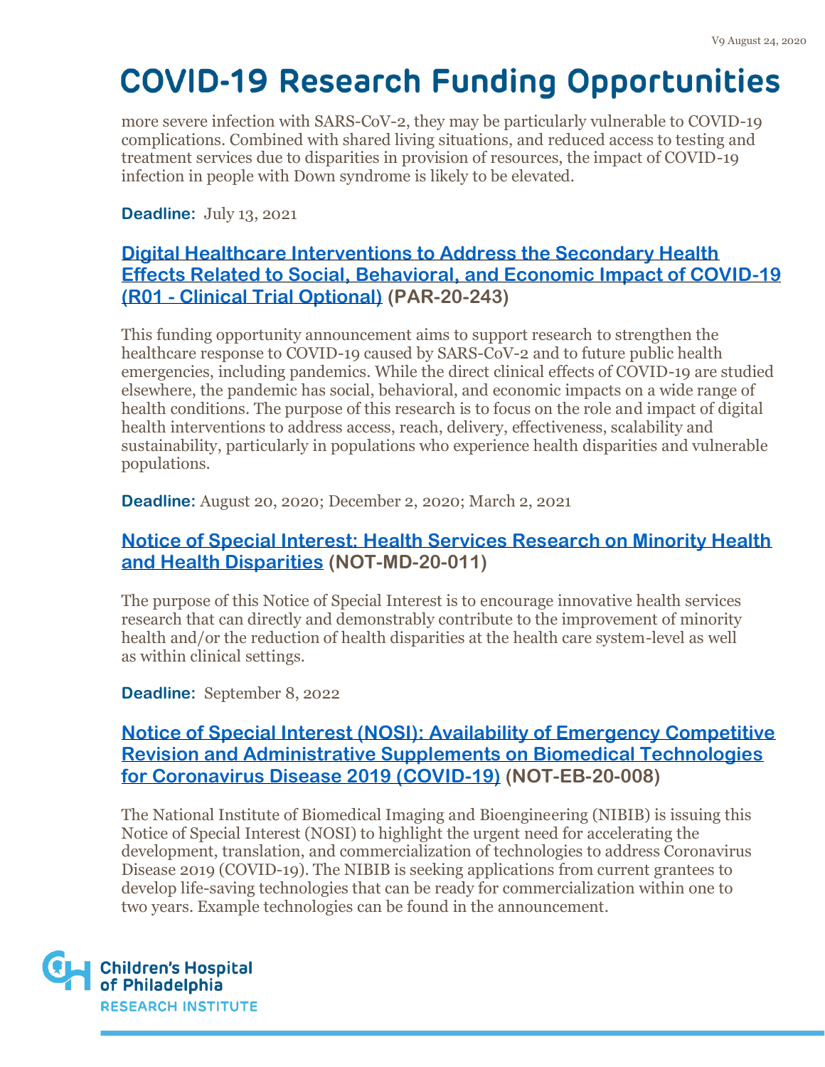more severe infection with SARS-CoV-2, they may be particularly vulnerable to COVID-19 complications. Combined with shared living situations, and reduced access to testing and treatment services due to disparities in provision of resources, the impact of COVID-19 infection in people with Down syndrome is likely to be elevated.

**Deadline:** July 13, 2021

### Digital Healthcare Interventions to Address the Secondary Health Effects Related to Social, Behavioral, and Economic Impact of COVID-19 (R01 - Clinical Trial Optional) (PAR-20-243)

This funding opportunity announcement aims to support research to strengthen the healthcare response to COVID-19 caused by SARS-CoV-2 and to future public health emergencies, including pandemics. While the direct clinical effects of COVID-19 are studied elsewhere, the pandemic has social, behavioral, and economic impacts on a wide range of health conditions. The purpose of this research is to focus on the role and impact of digital health interventions to address access, reach, delivery, effectiveness, scalability and sustainability, particularly in populations who experience health disparities and vulnerable populations.

**Deadline:** August 20, 2020; December 2, 2020; March 2, 2021

### Notice of Special Interest: Health Services Research on Minority Health and Health Disparities (NOT-MD-20-011)

The purpose of this Notice of Special Interest is to encourage innovative health services research that can directly and demonstrably contribute to the improvement of minority health and/or the reduction of health disparities at the health care system-level as well as within clinical settings.

**Deadline:** September 8, 2022

### Notice of Special Interest (NOSI): Availability of Emergency Competitive Revision and Administrative Supplements on Biomedical Technologies for Coronavirus Disease 2019 (COVID-19) (NOT-EB-20-008)

The National Institute of Biomedical Imaging and Bioengineering (NIBIB) is issuing this Notice of Special Interest (NOSI) to highlight the urgent need for accelerating the development, translation, and commercialization of technologies to address Coronavirus Disease 2019 (COVID-19). The NIBIB is seeking applications from current grantees to develop life-saving technologies that can be ready for commercialization within one to two years. Example technologies can be found in the announcement.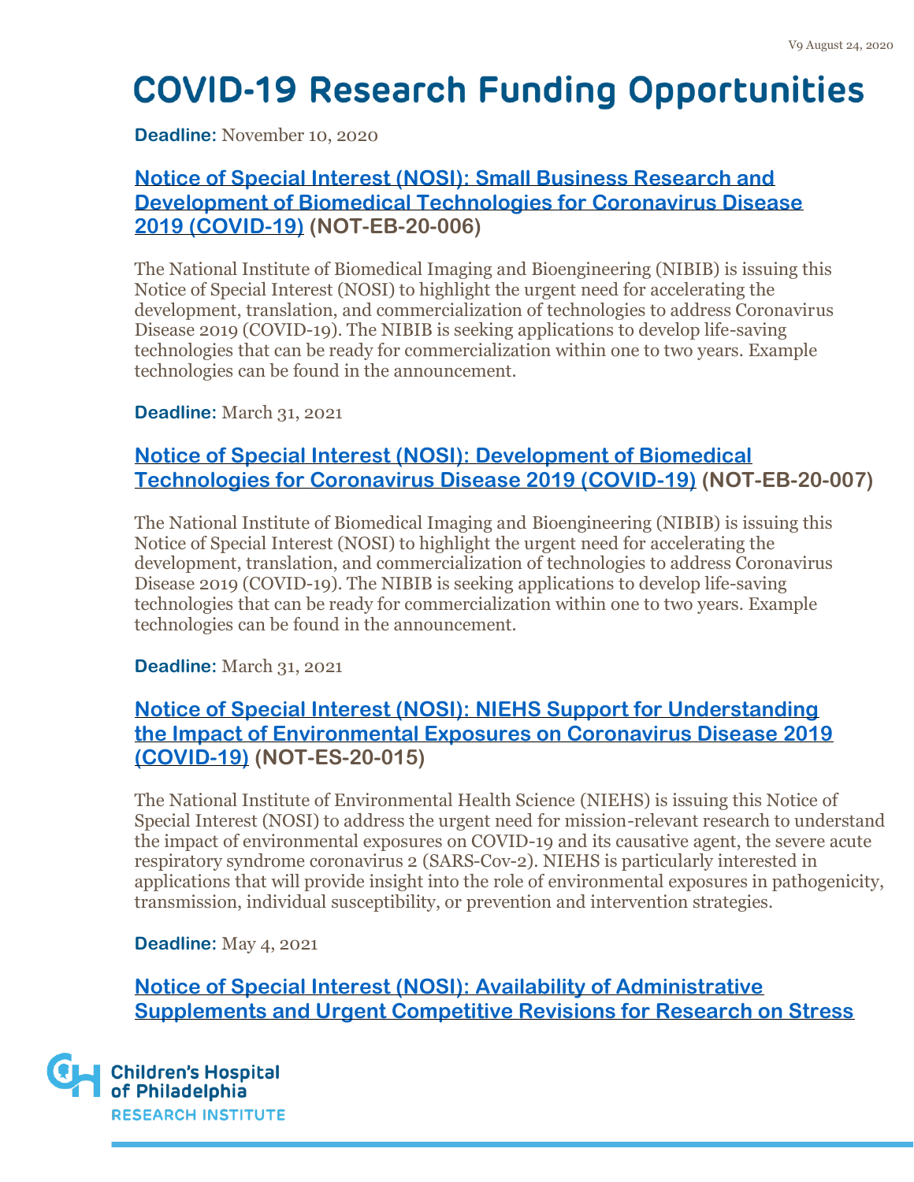**Deadline:** November 10, 2020

### Notice of Special Interest (NOSI): Small Business Research and Development of Biomedical Technologies for Coronavirus Disease 2019 (COVID-19) (NOT-EB-20-006)

The National Institute of Biomedical Imaging and Bioengineering (NIBIB) is issuing this Notice of Special Interest (NOSI) to highlight the urgent need for accelerating the development, translation, and commercialization of technologies to address Coronavirus Disease 2019 (COVID-19). The NIBIB is seeking applications to develop life-saving technologies that can be ready for commercialization within one to two years. Example technologies can be found in the announcement.

**Deadline:** March 31, 2021

### Notice of Special Interest (NOSI): Development of Biomedical Technologies for Coronavirus Disease 2019 (COVID-19) (NOT-EB-20-007)

The National Institute of Biomedical Imaging and Bioengineering (NIBIB) is issuing this Notice of Special Interest (NOSI) to highlight the urgent need for accelerating the development, translation, and commercialization of technologies to address Coronavirus Disease 2019 (COVID-19). The NIBIB is seeking applications to develop life-saving technologies that can be ready for commercialization within one to two years. Example technologies can be found in the announcement.

**Deadline:** March 31, 2021

### Notice of Special Interest (NOSI): NIEHS Support for Understanding the Impact of Environmental Exposures on Coronavirus Disease 2019 (COVID-19) (NOT-ES-20-015)

The National Institute of Environmental Health Science (NIEHS) is issuing this Notice of Special Interest (NOSI) to address the urgent need for mission-relevant research to understand the impact of environmental exposures on COVID-19 and its causative agent, the severe acute respiratory syndrome coronavirus 2 (SARS-Cov-2). NIEHS is particularly interested in applications that will provide insight into the role of environmental exposures in pathogenicity, transmission, individual susceptibility, or prevention and intervention strategies.

**Deadline:** May 4, 2021

### Notice of Special Interest (NOSI): Availability of Administrative Supplements and Urgent Competitive Revisions for Research on Stress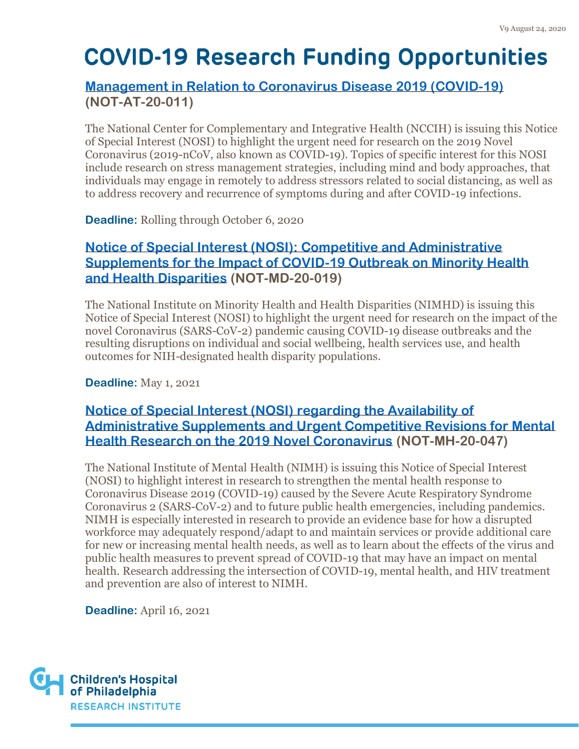# COVID-19 Research Funding Opportunities

### [Management in Relation to Coronavirus Disease 2019 (COVID-19)]() (NOT-AT-20-011)

The National Center for Complementary and Integrative Health (NCCIH) is issuing this Notice of Special Interest (NOSI) to highlight the urgent need for research on the 2019 Novel Coronavirus (2019-nCoV, also known as COVID-19). Topics of specific interest for this NOSI include research on stress management strategies, including mind and body approaches, that individuals may engage in remotely to address stressors related to social distancing, as well as to address recovery and recurrence of symptoms during and after COVID-19 infections.

**Deadline:** Rolling through October 6, 2020

### [Notice of Special Interest (NOSI): Competitive and Administrative Supplements for the Impact of COVID-19 Outbreak on Minority Health and Health Disparities]() (NOT-MD-20-019)

The National Institute on Minority Health and Health Disparities (NIMHD) is issuing this Notice of Special Interest (NOSI) to highlight the urgent need for research on the impact of the novel Coronavirus (SARS-CoV-2) pandemic causing COVID-19 disease outbreaks and the resulting disruptions on individual and social wellbeing, health services use, and health outcomes for NIH-designated health disparity populations.

**Deadline:** May 1, 2021

### [Notice of Special Interest (NOSI) regarding the Availability of Administrative Supplements and Urgent Competitive Revisions for Mental Health Research on the 2019 Novel Coronavirus]() (NOT-MH-20-047)

The National Institute of Mental Health (NIMH) is issuing this Notice of Special Interest (NOSI) to highlight interest in research to strengthen the mental health response to Coronavirus Disease 2019 (COVID-19) caused by the Severe Acute Respiratory Syndrome Coronavirus 2 (SARS-CoV-2) and to future public health emergencies, including pandemics. NIMH is especially interested in research to provide an evidence base for how a disrupted workforce may adequately respond/adapt to and maintain services or provide additional care for new or increasing mental health needs, as well as to learn about the effects of the virus and public health measures to prevent spread of COVID-19 that may have an impact on mental health. Research addressing the intersection of COVID-19, mental health, and HIV treatment and prevention are also of interest to NIMH.

**Deadline:** April 16, 2021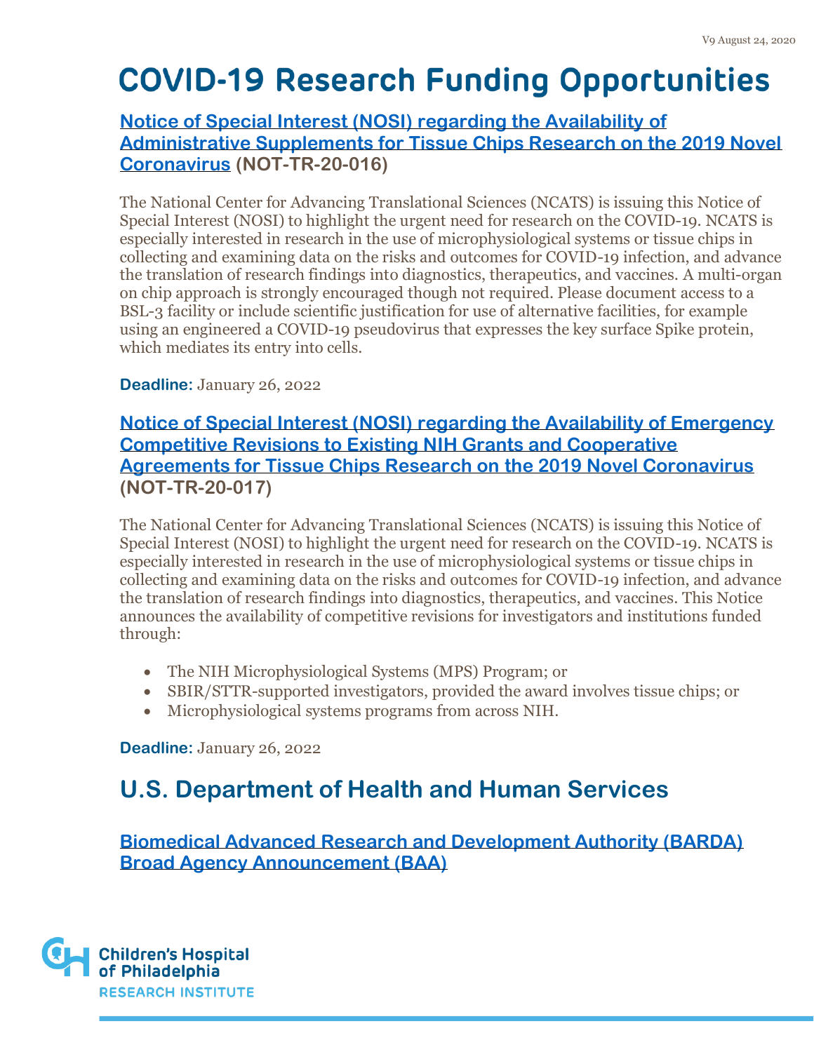# COVID-19 Research Funding Opportunities

### Notice of Special Interest (NOSI) regarding the Availability of Administrative Supplements for Tissue Chips Research on the 2019 Novel Coronavirus (NOT-TR-20-016)

The National Center for Advancing Translational Sciences (NCATS) is issuing this Notice of Special Interest (NOSI) to highlight the urgent need for research on the COVID-19. NCATS is especially interested in research in the use of microphysiological systems or tissue chips in collecting and examining data on the risks and outcomes for COVID-19 infection, and advance the translation of research findings into diagnostics, therapeutics, and vaccines. A multi-organ on chip approach is strongly encouraged though not required. Please document access to a BSL-3 facility or include scientific justification for use of alternative facilities, for example using an engineered a COVID-19 pseudovirus that expresses the key surface Spike protein, which mediates its entry into cells.

**Deadline:** January 26, 2022

### Notice of Special Interest (NOSI) regarding the Availability of Emergency Competitive Revisions to Existing NIH Grants and Cooperative Agreements for Tissue Chips Research on the 2019 Novel Coronavirus (NOT-TR-20-017)

The National Center for Advancing Translational Sciences (NCATS) is issuing this Notice of Special Interest (NOSI) to highlight the urgent need for research on the COVID-19. NCATS is especially interested in research in the use of microphysiological systems or tissue chips in collecting and examining data on the risks and outcomes for COVID-19 infection, and advance the translation of research findings into diagnostics, therapeutics, and vaccines. This Notice announces the availability of competitive revisions for investigators and institutions funded through:

- The NIH Microphysiological Systems (MPS) Program; or
- SBIR/STTR-supported investigators, provided the award involves tissue chips; or
- Microphysiological systems programs from across NIH.

**Deadline:** January 26, 2022

## U.S. Department of Health and Human Services

### Biomedical Advanced Research and Development Authority (BARDA) Broad Agency Announcement (BAA)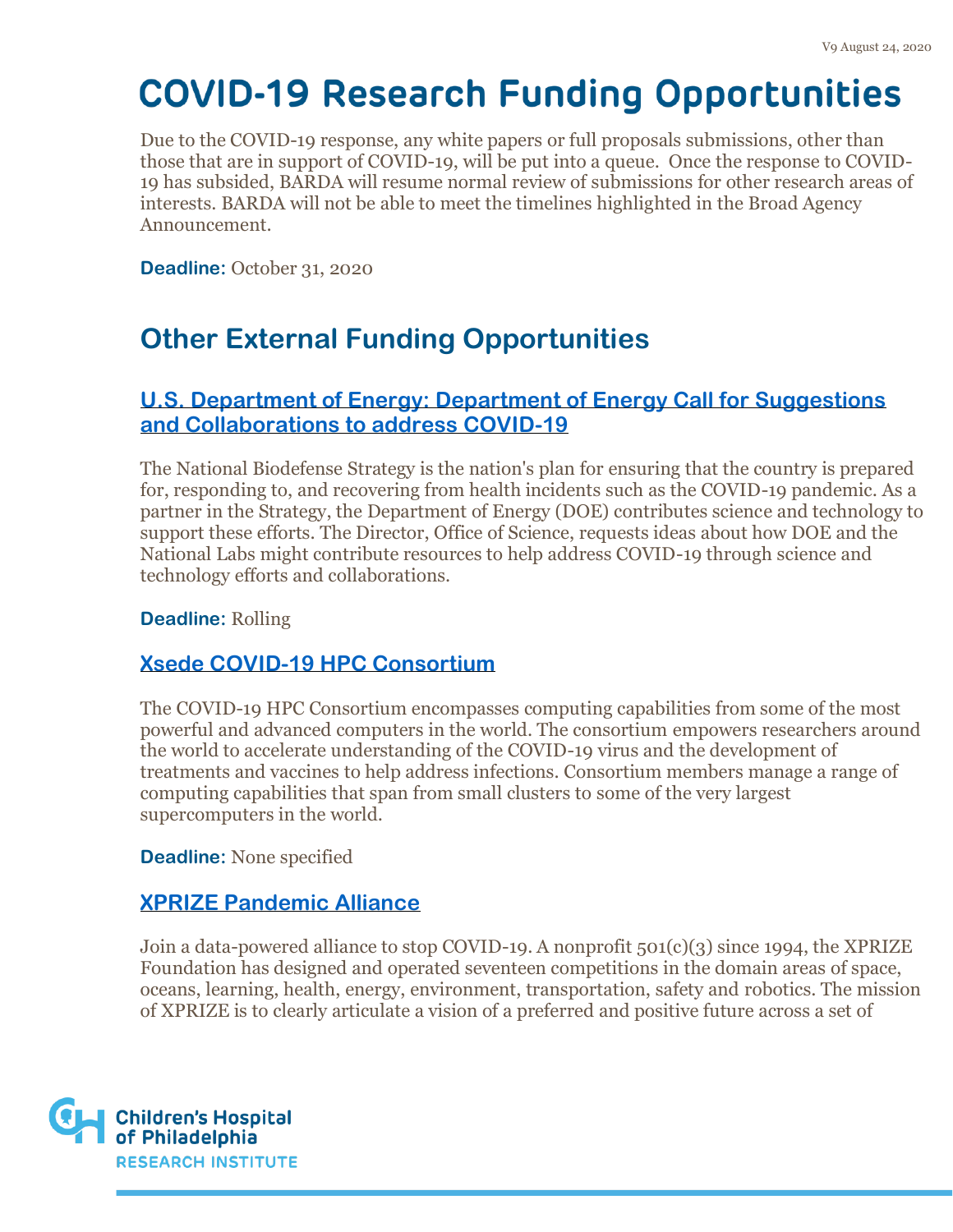# COVID-19 Research Funding Opportunities

Due to the COVID-19 response, any white papers or full proposals submissions, other than those that are in support of COVID-19, will be put into a queue. Once the response to COVID-19 has subsided, BARDA will resume normal review of submissions for other research areas of interests. BARDA will not be able to meet the timelines highlighted in the Broad Agency Announcement.

**Deadline:** October 31, 2020

## Other External Funding Opportunities

### U.S. Department of Energy: Department of Energy Call for Suggestions and Collaborations to address COVID-19

The National Biodefense Strategy is the nation's plan for ensuring that the country is prepared for, responding to, and recovering from health incidents such as the COVID-19 pandemic. As a partner in the Strategy, the Department of Energy (DOE) contributes science and technology to support these efforts. The Director, Office of Science, requests ideas about how DOE and the National Labs might contribute resources to help address COVID-19 through science and technology efforts and collaborations.

**Deadline:** Rolling

### Xsede COVID-19 HPC Consortium

The COVID-19 HPC Consortium encompasses computing capabilities from some of the most powerful and advanced computers in the world. The consortium empowers researchers around the world to accelerate understanding of the COVID-19 virus and the development of treatments and vaccines to help address infections. Consortium members manage a range of computing capabilities that span from small clusters to some of the very largest supercomputers in the world.

**Deadline:** None specified

### XPRIZE Pandemic Alliance

Join a data-powered alliance to stop COVID-19. A nonprofit 501(c)(3) since 1994, the XPRIZE Foundation has designed and operated seventeen competitions in the domain areas of space, oceans, learning, health, energy, environment, transportation, safety and robotics. The mission of XPRIZE is to clearly articulate a vision of a preferred and positive future across a set of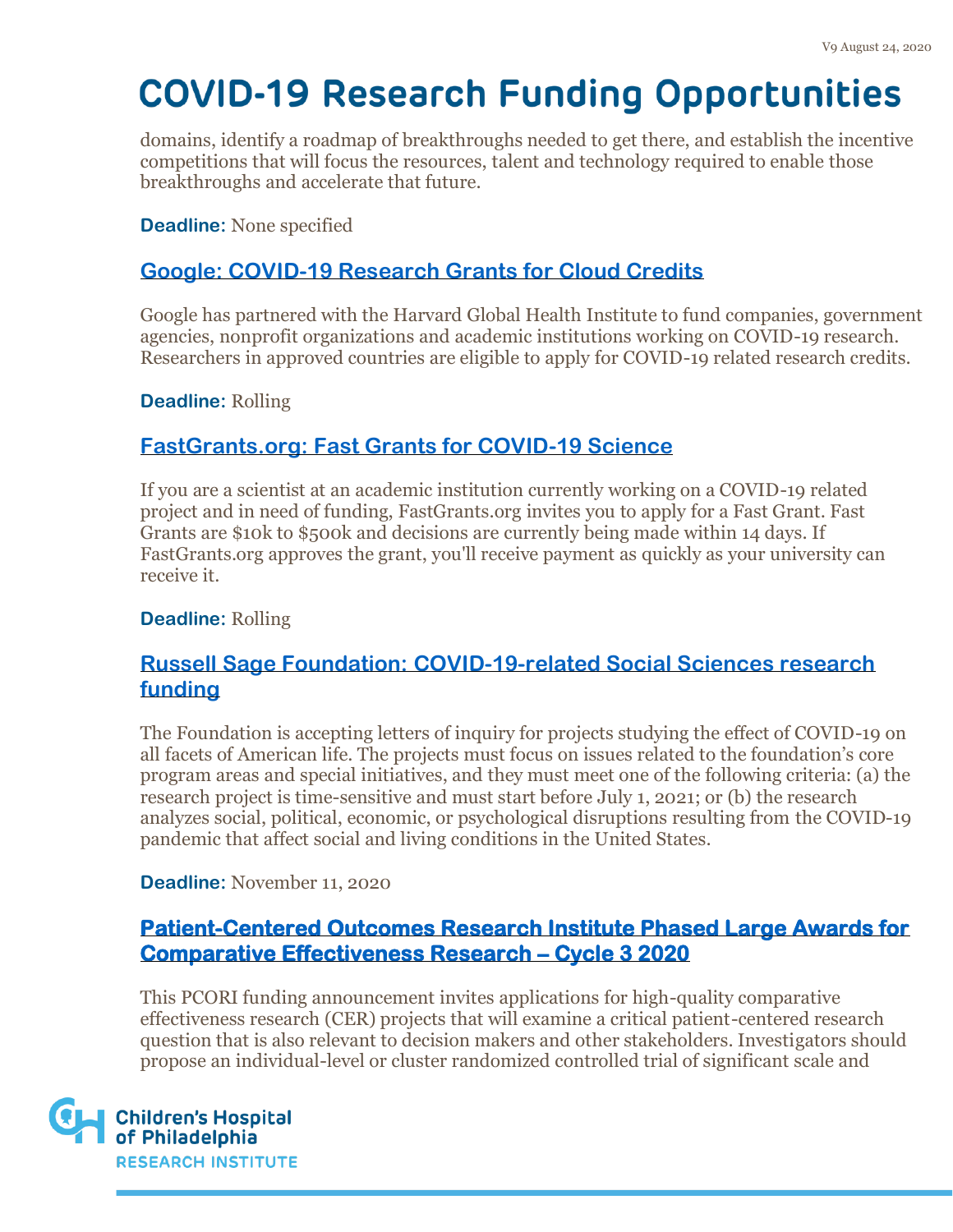domains, identify a roadmap of breakthroughs needed to get there, and establish the incentive competitions that will focus the resources, talent and technology required to enable those breakthroughs and accelerate that future.

**Deadline:** None specified

### Google: COVID-19 Research Grants for Cloud Credits

Google has partnered with the Harvard Global Health Institute to fund companies, government agencies, nonprofit organizations and academic institutions working on COVID-19 research. Researchers in approved countries are eligible to apply for COVID-19 related research credits.

**Deadline:** Rolling

### FastGrants.org: Fast Grants for COVID-19 Science

If you are a scientist at an academic institution currently working on a COVID-19 related project and in need of funding, FastGrants.org invites you to apply for a Fast Grant. Fast Grants are $10k to $500k and decisions are currently being made within 14 days. If FastGrants.org approves the grant, you'll receive payment as quickly as your university can receive it.

**Deadline:** Rolling

### Russell Sage Foundation: COVID-19-related Social Sciences research funding

The Foundation is accepting letters of inquiry for projects studying the effect of COVID-19 on all facets of American life. The projects must focus on issues related to the foundation's core program areas and special initiatives, and they must meet one of the following criteria: (a) the research project is time-sensitive and must start before July 1, 2021; or (b) the research analyzes social, political, economic, or psychological disruptions resulting from the COVID-19 pandemic that affect social and living conditions in the United States.

**Deadline:** November 11, 2020

### Patient-Centered Outcomes Research Institute Phased Large Awards for Comparative Effectiveness Research – Cycle 3 2020

This PCORI funding announcement invites applications for high-quality comparative effectiveness research (CER) projects that will examine a critical patient-centered research question that is also relevant to decision makers and other stakeholders. Investigators should propose an individual-level or cluster randomized controlled trial of significant scale and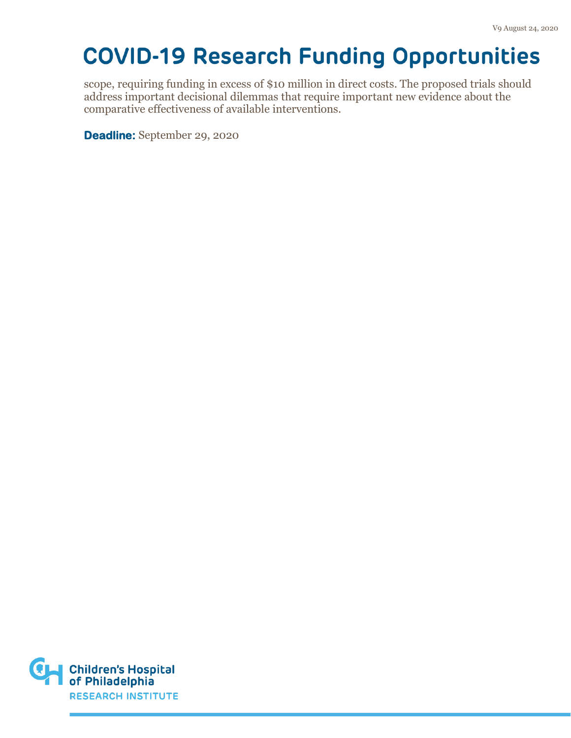scope, requiring funding in excess of $10 million in direct costs. The proposed trials should address important decisional dilemmas that require important new evidence about the comparative effectiveness of available interventions.

**Deadline:** September 29, 2020